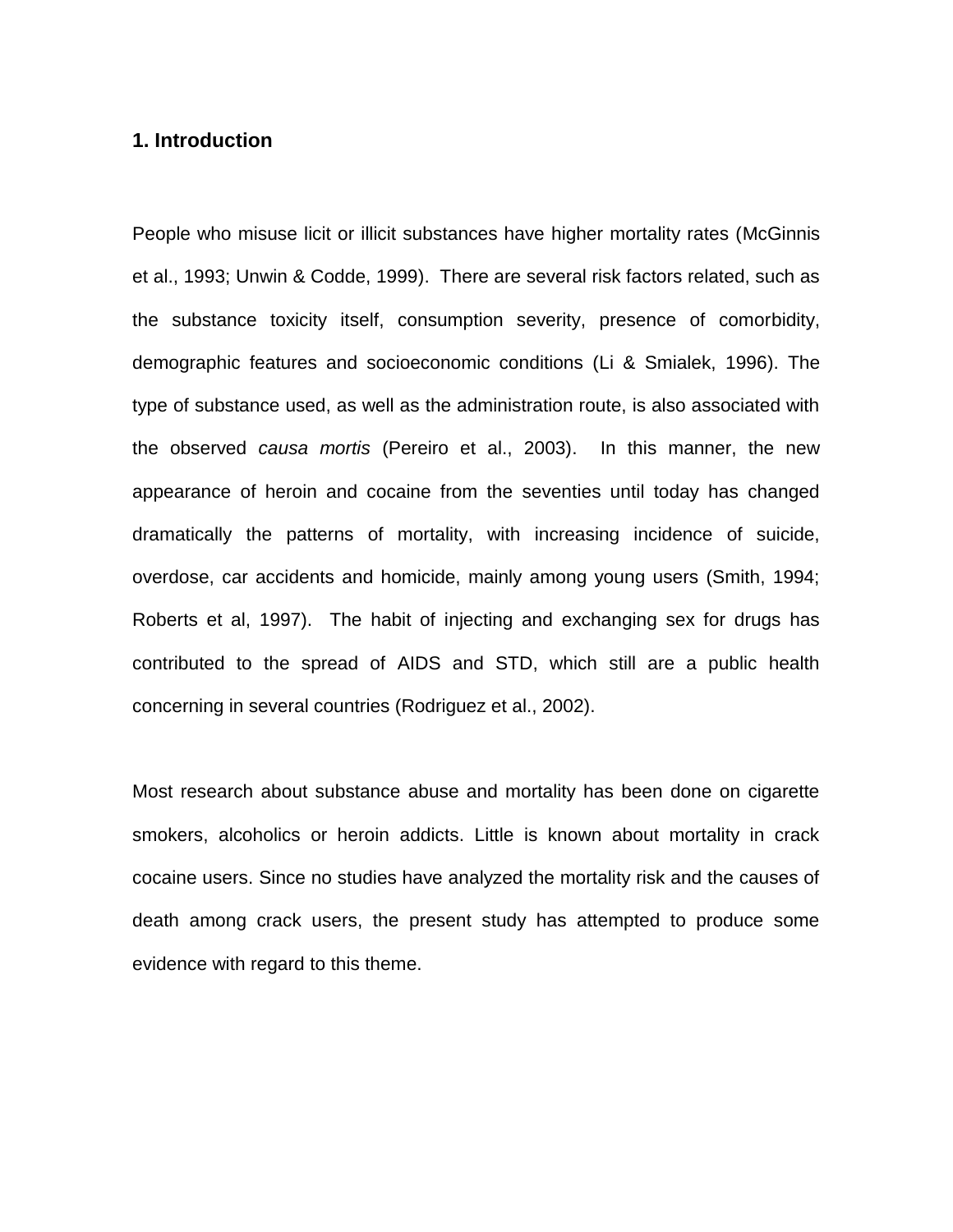## 1. Introduction

People who misuse licit or illicit substances have higher mortality rates (McGinnis et al., 1993; Unwin & Codde, 1999). There are several risk factors related, such as the substance toxicity itself, consumption severity, presence of comorbidity, demographic features and socioeconomic conditions (Li & Smialek, 1996). The type of substance used, as well as the administration route, is also associated with the observed *causa mortis* (Pereiro et al., 2003). In this manner, the new appearance of heroin and cocaine from the seventies until today has changed dramatically the patterns of mortality, with increasing incidence of suicide, overdose, car accidents and homicide, mainly among young users (Smith, 1994; Roberts et al, 1997). The habit of injecting and exchanging sex for drugs has contributed to the spread of AIDS and STD, which still are a public health concerning in several countries (Rodriguez et al., 2002).

Most research about substance abuse and mortality has been done on cigarette smokers, alcoholics or heroin addicts. Little is known about mortality in crack cocaine users. Since no studies have analyzed the mortality risk and the causes of death among crack users, the present study has attempted to produce some evidence with regard to this theme.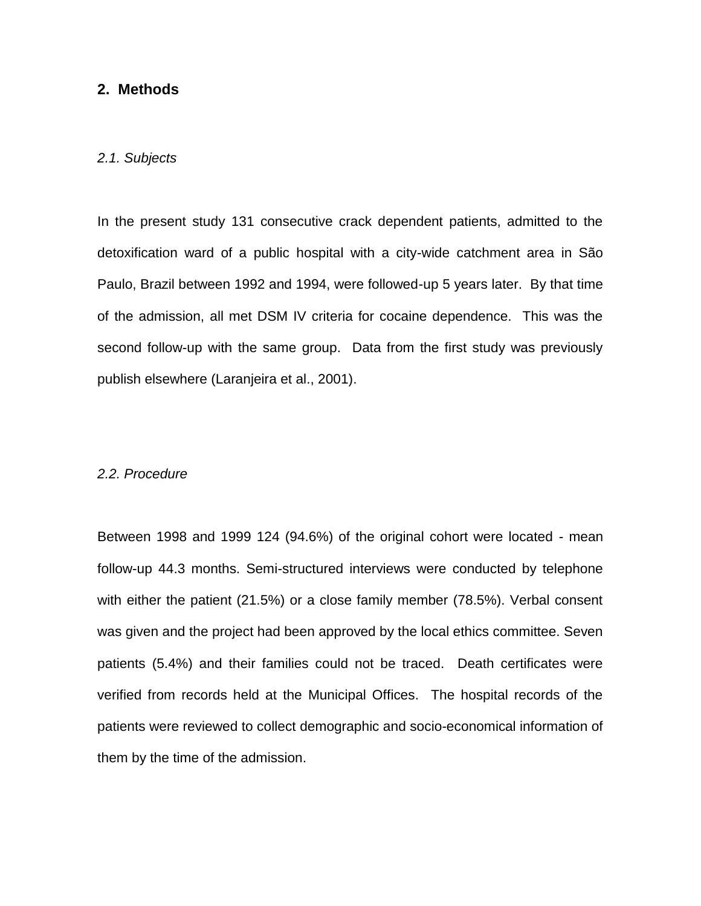## 2. Methods

### *2.1. Subjects*

In the present study 131 consecutive crack dependent patients, admitted to the detoxification ward of a public hospital with a city-wide catchment area in São Paulo, Brazil between 1992 and 1994, were followed-up 5 years later. By that time of the admission, all met DSM IV criteria for cocaine dependence. This was the second follow-up with the same group. Data from the first study was previously publish elsewhere (Laranjeira et al., 2001).

### *2.2. Procedure*

Between 1998 and 1999 124 (94.6%) of the original cohort were located - mean follow-up 44.3 months. Semi-structured interviews were conducted by telephone with either the patient (21.5%) or a close family member (78.5%). Verbal consent was given and the project had been approved by the local ethics committee. Seven patients (5.4%) and their families could not be traced. Death certificates were verified from records held at the Municipal Offices. The hospital records of the patients were reviewed to collect demographic and socio-economical information of them by the time of the admission.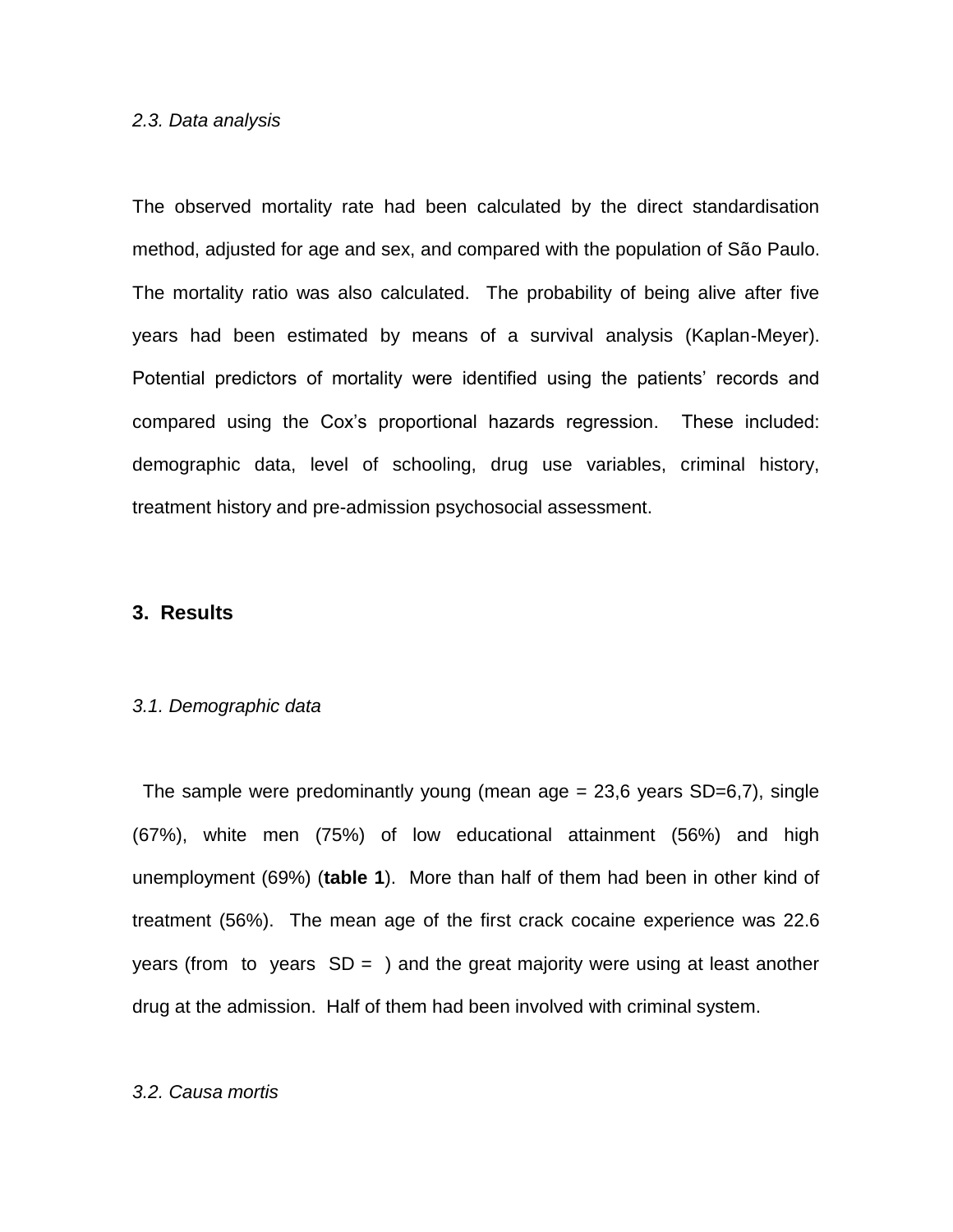*2.3. Data analysis*

The observed mortality rate had been calculated by the direct standardisation method, adjusted for age and sex, and compared with the population of São Paulo. The mortality ratio was also calculated. The probability of being alive after five years had been estimated by means of a survival analysis (Kaplan-Meyer). Potential predictors of mortality were identified using the patients' records and compared using the Cox's proportional hazards regression. These included: demographic data, level of schooling, drug use variables, criminal history, treatment history and pre-admission psychosocial assessment.

## 3. Results

*3.1. Demographic data*

The sample were predominantly young (mean age = 23,6 years SD=6,7), single (67%), white men (75%) of low educational attainment (56%) and high unemployment (69%) (**table 1**). More than half of them had been in other kind of treatment (56%). The mean age of the first crack cocaine experience was 22.6 years (from to years SD = ) and the great majority were using at least another drug at the admission. Half of them had been involved with criminal system.

*3.2. Causa mortis*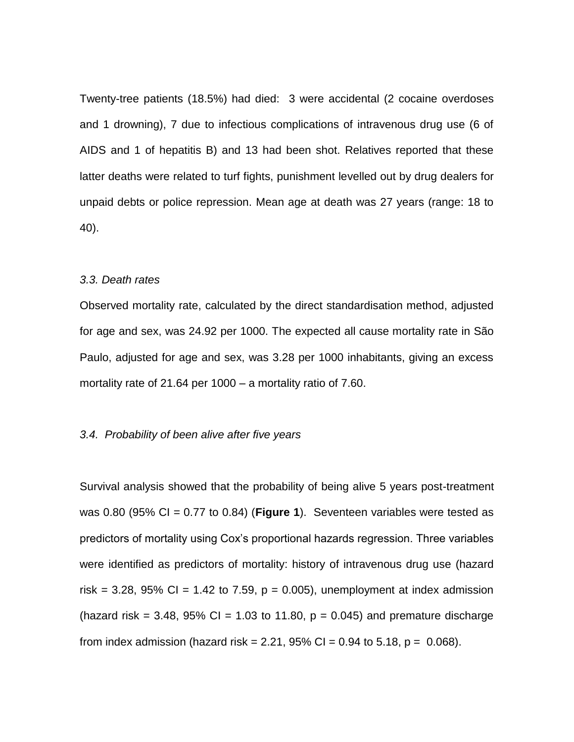Twenty-tree patients (18.5%) had died: 3 were accidental (2 cocaine overdoses and 1 drowning), 7 due to infectious complications of intravenous drug use (6 of AIDS and 1 of hepatitis B) and 13 had been shot. Relatives reported that these latter deaths were related to turf fights, punishment levelled out by drug dealers for unpaid debts or police repression. Mean age at death was 27 years (range: 18 to 40).

*3.3. Death rates*

Observed mortality rate, calculated by the direct standardisation method, adjusted for age and sex, was 24.92 per 1000. The expected all cause mortality rate in São Paulo, adjusted for age and sex, was 3.28 per 1000 inhabitants, giving an excess mortality rate of 21.64 per 1000 – a mortality ratio of 7.60.

*3.4. Probability of been alive after five years*

Survival analysis showed that the probability of being alive 5 years post-treatment was 0.80 (95% CI = 0.77 to 0.84) (**Figure 1**). Seventeen variables were tested as predictors of mortality using Cox's proportional hazards regression. Three variables were identified as predictors of mortality: history of intravenous drug use (hazard risk = 3.28, 95% CI = 1.42 to 7.59, $p = 0.005$), unemployment at index admission (hazard risk = 3.48, 95% CI = 1.03 to 11.80, $p = 0.045$) and premature discharge from index admission (hazard risk = 2.21, 95% CI = 0.94 to 5.18, $p = 0.068$).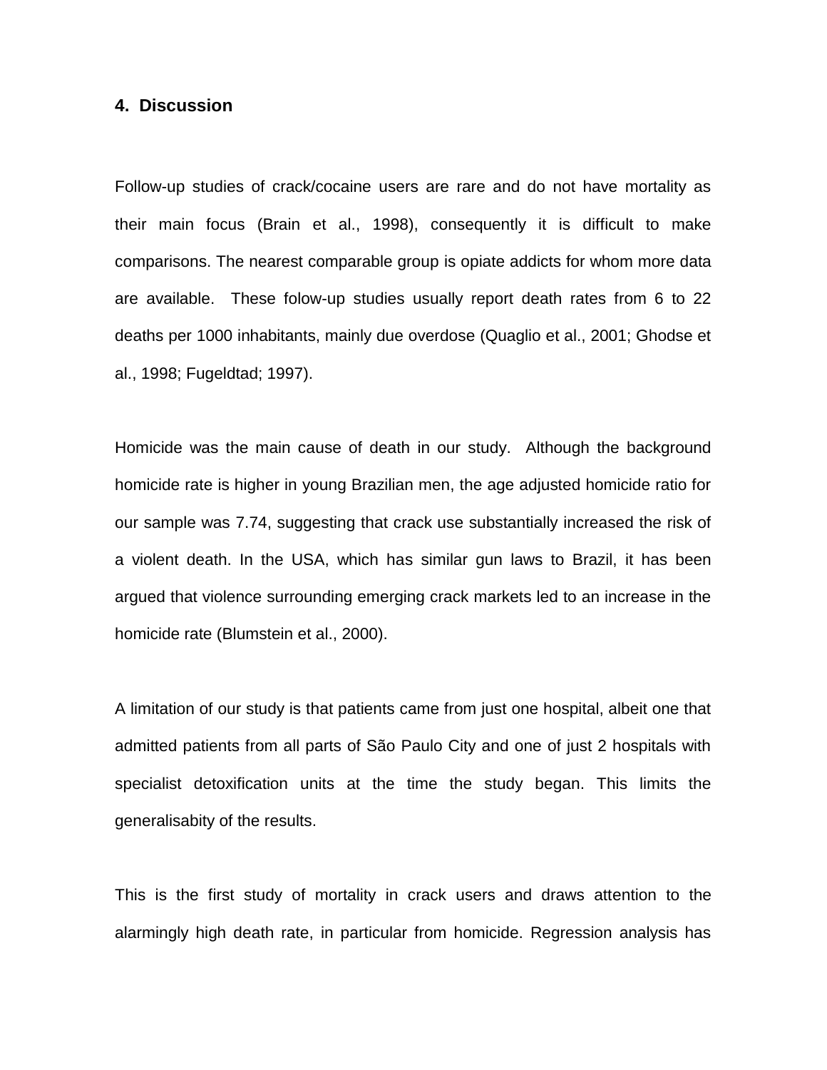## 4. Discussion

Follow-up studies of crack/cocaine users are rare and do not have mortality as their main focus (Brain et al., 1998), consequently it is difficult to make comparisons. The nearest comparable group is opiate addicts for whom more data are available. These folow-up studies usually report death rates from 6 to 22 deaths per 1000 inhabitants, mainly due overdose (Quaglio et al., 2001; Ghodse et al., 1998; Fugeldtad; 1997).

Homicide was the main cause of death in our study. Although the background homicide rate is higher in young Brazilian men, the age adjusted homicide ratio for our sample was 7.74, suggesting that crack use substantially increased the risk of a violent death. In the USA, which has similar gun laws to Brazil, it has been argued that violence surrounding emerging crack markets led to an increase in the homicide rate (Blumstein et al., 2000).

A limitation of our study is that patients came from just one hospital, albeit one that admitted patients from all parts of São Paulo City and one of just 2 hospitals with specialist detoxification units at the time the study began. This limits the generalisabity of the results.

This is the first study of mortality in crack users and draws attention to the alarmingly high death rate, in particular from homicide. Regression analysis has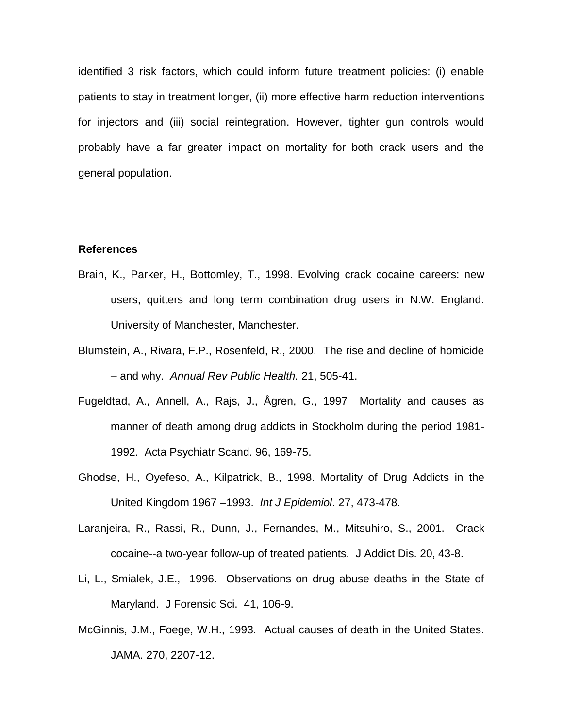identified 3 risk factors, which could inform future treatment policies: (i) enable patients to stay in treatment longer, (ii) more effective harm reduction interventions for injectors and (iii) social reintegration. However, tighter gun controls would probably have a far greater impact on mortality for both crack users and the general population.

**References**

Brain, K., Parker, H., Bottomley, T., 1998. Evolving crack cocaine careers: new users, quitters and long term combination drug users in N.W. England. University of Manchester, Manchester.

Blumstein, A., Rivara, F.P., Rosenfeld, R., 2000. The rise and decline of homicide – and why. *Annual Rev Public Health.* 21, 505-41.

Fugeldtad, A., Annell, A., Rajs, J., Ågren, G., 1997 Mortality and causes as manner of death among drug addicts in Stockholm during the period 1981-1992. Acta Psychiatr Scand. 96, 169-75.

Ghodse, H., Oyefeso, A., Kilpatrick, B., 1998. Mortality of Drug Addicts in the United Kingdom 1967 –1993. *Int J Epidemiol*. 27, 473-478.

Laranjeira, R., Rassi, R., Dunn, J., Fernandes, M., Mitsuhiro, S., 2001. Crack cocaine--a two-year follow-up of treated patients. J Addict Dis. 20, 43-8.

Li, L., Smialek, J.E., 1996. Observations on drug abuse deaths in the State of Maryland. J Forensic Sci. 41, 106-9.

McGinnis, J.M., Foege, W.H., 1993. Actual causes of death in the United States. JAMA. 270, 2207-12.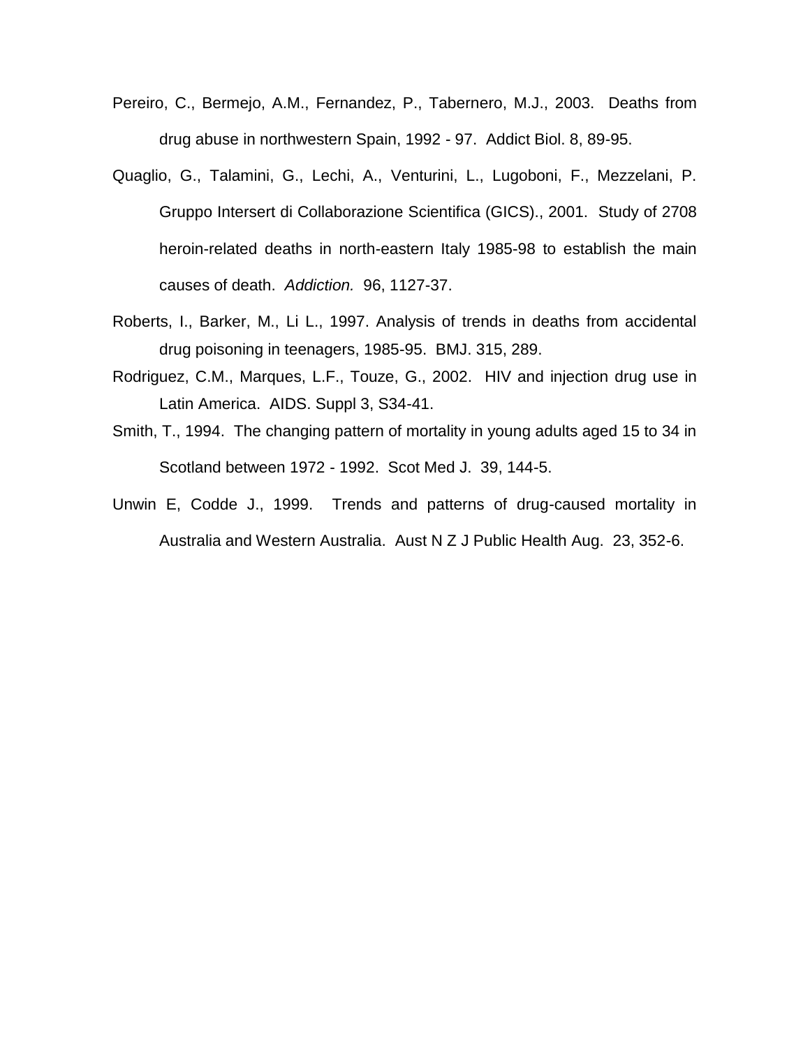Pereiro, C., Bermejo, A.M., Fernandez, P., Tabernero, M.J., 2003. Deaths from drug abuse in northwestern Spain, 1992 - 97. Addict Biol. 8, 89-95.

Quaglio, G., Talamini, G., Lechi, A., Venturini, L., Lugoboni, F., Mezzelani, P. Gruppo Intersert di Collaborazione Scientifica (GICS)., 2001. Study of 2708 heroin-related deaths in north-eastern Italy 1985-98 to establish the main causes of death. *Addiction.* 96, 1127-37.

Roberts, I., Barker, M., Li L., 1997. Analysis of trends in deaths from accidental drug poisoning in teenagers, 1985-95. BMJ. 315, 289.

Rodriguez, C.M., Marques, L.F., Touze, G., 2002. HIV and injection drug use in Latin America. AIDS. Suppl 3, S34-41.

Smith, T., 1994. The changing pattern of mortality in young adults aged 15 to 34 in Scotland between 1972 - 1992. Scot Med J. 39, 144-5.

Unwin E, Codde J., 1999. Trends and patterns of drug-caused mortality in Australia and Western Australia. Aust N Z J Public Health Aug. 23, 352-6.